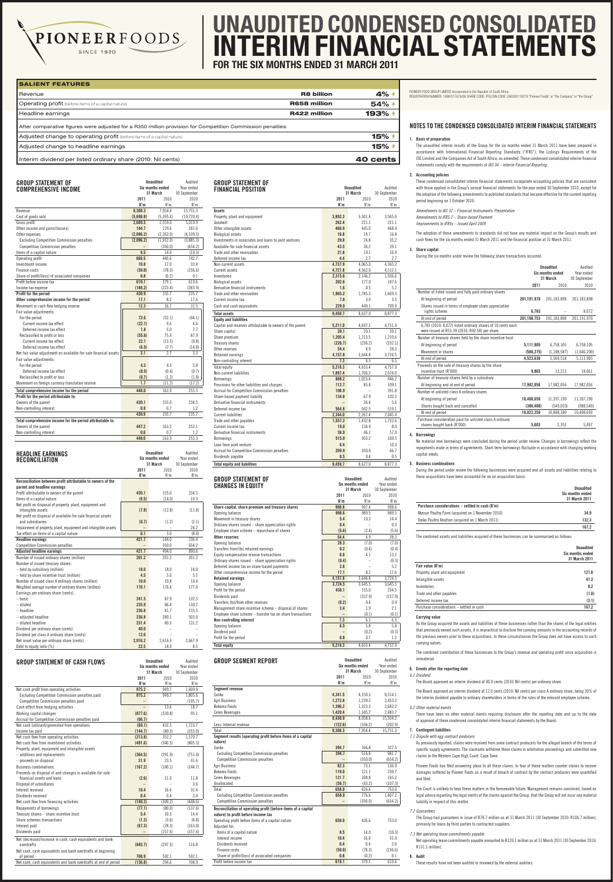# UNAUDITED CONDENSED CONSOLIDATED INTERIM FINANCIAL STATEMENTS

## FOR THE SIX MONTHS ENDED 31 MARCH 2011

PIONEER FOODS SINCE 1920

### SALIENT FEATURES

| | | |
|---|---|---|
| Revenue | R8 billion | 4% ↑ |
| Operating profit (before items of a capital nature) | R658 million | 54% ↑ |
| Headline earnings | R422 million | 193% ↑ |
| After comparative figures were adjusted for a R350 million provision for Competition Commission penalties: | | |
| Adjusted change to operating profit (before items of a capital nature) | | 15% ↓ |
| Adjusted change to headline earnings | | 15% ↓ |
| Interim dividend per listed ordinary share (2010: Nil cents) | | 40 cents |

### GROUP STATEMENT OF COMPREHENSIVE INCOME

| | Unaudited Six months ended 31 March 2011 R'm | Unaudited Six months ended 31 March 2010 R'm | Audited Year ended 30 September 2010 R'm |
|---|---|---|---|
| Revenue | 8,308.3 | 7,954.4 | 15,731.3 |
| Cost of goods sold | (5,698.8) | (5,395.4) | (10,720.4) |
| Gross profit | 2,609.5 | 2,559.0 | 5,010.9 |
| Other income and gains/(losses) | 144.7 | 129.6 | 281.6 |
| Other expenses | (2,096.2) | (2,262.0) | (4,539.5) |
| Excluding Competition Commission penalties | (2,096.2) | (1,912.0) | (3,885.3) |
| Competition Commission penalties | – | (350.0) | (654.2) |
| Items of a capital nature | 8.5 | 14.0 | (10.3) |
| Operating profit | 666.5 | 440.6 | 742.7 |
| Investment income | 10.8 | 17.0 | 33.4 |
| Finance costs | (59.0) | (78.3) | (156.6) |
| Share of profit/(loss) of associated companies | 0.8 | (0.2) | 0.1 |
| Profit before income tax | 619.1 | 379.1 | 619.6 |
| Income tax expense | (188.2) | (223.4) | (383.9) |
| **Profit for the period** | **430.9** | **155.7** | **235.7** |
| **Other comprehensive income for the period** | **17.1** | **8.2** | **17.6** |
| Movement in cash flow hedging reserve | 12.3 | 16.7 | 31.5 |
| Fair value adjustments: | | | |
| For the period | 72.6 | (52.1) | (44.1) |
| Current income tax effect | (22.1) | 9.6 | 4.6 |
| Deferred income tax effect | 1.8 | 5.0 | 7.7 |
| Reclassified to profit or loss | (55.6) | 75.4 | 87.9 |
| Current income tax effect | 22.1 | (13.5) | (9.8) |
| Deferred income tax effect | (6.5) | (7.7) | (14.8) |
| Net fair value adjustment on available-for-sale financial assets | 3.1 | 2.7 | 3.3 |
| Fair value adjustments: | | | |
| For the period | 4.3 | 4.3 | 5.8 |
| Deferred income tax effect | (0.5) | (0.4) | (0.7) |
| Reclassified to profit or loss | (0.7) | (1.2) | (1.8) |
| Movement on foreign currency translation reserve | 1.7 | (11.2) | (17.2) |
| **Total comprehensive income for the period** | **448.0** | **163.9** | **253.3** |
| **Profit for the period attributable to:** | | | |
| Owners of the parent | 430.1 | 155.0 | 234.5 |
| Non-controlling interest | 0.8 | 0.7 | 1.2 |
| | 430.9 | 155.7 | 235.7 |
| **Total comprehensive income for the period attributable to:** | | | |
| Owners of the parent | 447.2 | 163.2 | 252.1 |
| Non-controlling interest | 0.8 | 0.7 | 1.2 |
| | 448.0 | 163.9 | 253.3 |

### HEADLINE EARNINGS RECONCILIATION

| | Unaudited Six months ended 31 March 2011 R'm | Unaudited Six months ended 31 March 2010 R'm | Audited Year ended 30 September 2010 R'm |
|---|---|---|---|
| **Reconciliation between profit attributable to owners of the parent and headline earnings** | | | |
| Profit attributable to owners of the parent | 430.1 | 155.0 | 234.5 |
| Items of a capital nature | (8.5) | (14.0) | 10.3 |
| Net profit on disposal of property, plant, equipment and intangible assets | (7.8) | (12.8) | (11.8) |
| Net profit on disposal of available-for-sale financial assets and subsidiaries | (0.7) | (1.2) | (2.1) |
| Impairment of property, plant, equipment and intangible assets | – | – | 24.2 |
| Tax effect on items of a capital nature | 0.1 | 3.0 | (8.4) |
| **Headline earnings** | **421.7** | **144.0** | **236.4** |
| Competition Commission penalties | – | 350.0 | 654.2 |
| **Adjusted headline earnings** | **421.7** | **494.0** | **890.6** |
| Number of issued ordinary shares (million) | 201.2 | 201.2 | 201.2 |
| Number of issued treasury shares: | | | |
| – held by subsidiary (million) | 18.0 | 18.0 | 18.0 |
| – held by share incentive trust (million) | 4.5 | 5.6 | 5.1 |
| Number of issued class A ordinary shares (million) | 10.0 | 10.8 | 10.4 |
| Weighted average number of ordinary shares (million) | 178.1 | 176.4 | 177.0 |
| Earnings per ordinary share (cents): | | | |
| – basic | 241.5 | 87.9 | 132.5 |
| – diluted | 235.9 | 86.4 | 130.2 |
| – headline | 236.8 | 81.7 | 133.5 |
| – adjusted headline | 236.8 | 280.1 | 503.0 |
| – diluted headline | 231.4 | 80.3 | 131.2 |
| Dividend per ordinary share (cents) | 40.0 | – | – |
| Dividend per class A ordinary share (cents) | 12.0 | – | – |
| Net asset value per ordinary share (cents) | 2,916.2 | 2,616.3 | 2,667.9 |
| Debt to equity ratio (%) | 22.5 | 18.9 | 8.5 |

### GROUP STATEMENT OF CASH FLOWS

| | Unaudited Six months ended 31 March 2011 R'm | Unaudited Six months ended 31 March 2010 R'm | Audited Year ended 30 September 2010 R'm |
|---|---|---|---|
| Net cash profit from operating activities | 875.2 | 949.7 | 1,609.9 |
| Excluding Competition Commission penalties paid | 875.2 | 949.7 | 1,805.6 |
| Competition Commission penalties paid | – | – | (195.7) |
| Cash effect from hedging activities | – | 13.6 | 18.7 |
| Working capital changes | (877.6) | (530.8) | 95.1 |
| Accrual for Competition Commission penalties paid | (66.7) | – | – |
| Net cash (utilised)/generated from operations | (69.1) | 432.5 | 1,723.7 |
| Income tax paid | (144.7) | (80.3) | (353.0) |
| Net cash flow from operating activities | (213.8) | 352.2 | 1,370.7 |
| Net cash flow from investment activities | (491.6) | (340.5) | (805.3) |
| Property, plant, equipment and intangible assets | | | |
| – additions and replacements | (364.5) | (291.9) | (751.0) |
| – proceeds on disposal | 31.9 | 23.5 | 41.6 |
| Business combinations | (167.2) | (100.1) | (144.7) |
| Proceeds on disposal of and changes in available-for-sale financial assets and loans | (2.6) | 11.0 | 11.8 |
| Disposal of subsidiaries | – | – | 3.6 |
| Interest received | 10.4 | 16.6 | 31.4 |
| Dividends received | 0.4 | 0.4 | 2.0 |
| Net cash flow from financing activities | (140.3) | (309.2) | (448.6) |
| Repayments of borrowings | (77.1) | (80.0) | (137.6) |
| Treasury shares – share incentive trust | 5.4 | 10.3 | 14.4 |
| Share schemes transactions | (1.3) | (3.6) | (4.8) |
| Interest paid | (67.3) | (78.3) | (163.0) |
| Dividends paid | – | (157.6) | (157.6) |
| Net (decrease)/increase in cash, cash equivalents and bank overdrafts | (845.7) | (297.5) | 116.8 |
| Net cash, cash equivalents and bank overdrafts at beginning of period | 708.9 | 592.1 | 592.1 |
| Net cash, cash equivalents and bank overdrafts at end of period | (136.8) | 294.6 | 708.9 |

### GROUP STATEMENT OF FINANCIAL POSITION

| | Unaudited 31 March 2011 R'm | Unaudited 31 March 2010 R'm | Audited 30 September 2010 R'm |
|---|---|---|---|
| **Assets** | | | |
| Property, plant and equipment | 3,892.3 | 3,301.4 | 3,565.0 |
| Goodwill | 262.4 | 221.1 | 221.1 |
| Other intangible assets | 466.9 | 445.0 | 468.4 |
| Biological assets | 16.8 | 14.7 | 16.8 |
| Investments in associates and loans to joint ventures | 29.0 | 24.8 | 35.2 |
| Available-for-sale financial assets | 43.5 | 36.2 | 39.1 |
| Trade and other receivables | 21.8 | 19.1 | 16.9 |
| Deferred income tax | 4.4 | 2.7 | 2.7 |
| Non-current assets | 4,737.9 | 4,065.0 | 4,365.2 |
| Current assets | 4,721.8 | 4,562.0 | 4,512.1 |
| Inventories | 2,315.6 | 2,146.2 | 1,936.6 |
| Biological assets | 202.6 | 177.0 | 187.6 |
| Derivative financial instruments | 1.6 | 0.5 | 5.2 |
| Trade and other receivables | 1,965.2 | 1,785.3 | 1,669.3 |
| Current income tax | 7.8 | 3.9 | 3.5 |
| Cash and cash equivalents | 229.0 | 449.1 | 709.9 |
| **Total assets** | **9,459.7** | **8,627.0** | **8,877.3** |
| **Equity and liabilities** | | | |
| Capital and reserves attributable to owners of the parent | 5,211.0 | 4,647.1 | 4,751.4 |
| Share capital | 20.1 | 20.1 | 20.1 |
| Share premium | 1,205.4 | 1,213.5 | 1,210.6 |
| Treasury shares | (226.7) | (236.2) | (232.1) |
| Other reserves | 54.4 | 4.9 | 28.3 |
| Retained earnings | 4,157.8 | 3,644.8 | 3,724.5 |
| Non-controlling interest | 7.3 | 6.3 | 6.5 |
| Total equity | 5,218.3 | 4,653.4 | 4,757.9 |
| Non-current liabilities | 1,897.4 | 1,706.2 | 2,074.0 |
| Borrowings | 888.2 | 1,023.6 | 946.2 |
| Provisions for other liabilities and charges | 112.7 | 85.8 | 109.1 |
| Accrual for Competition Commission penalties | 196.9 | – | 391.8 |
| Share-based payment liability | 134.8 | 67.9 | 102.2 |
| Derivative financial instruments | – | 26.4 | 5.6 |
| Deferred income tax | 564.8 | 502.5 | 519.1 |
| Current liabilities | 2,344.0 | 2,267.4 | 2,045.4 |
| Trade and other payables | 1,557.2 | 1,432.8 | 1,732.6 |
| Current income tax | 19.0 | 134.9 | 8.4 |
| Derivative financial instruments | 36.0 | 46.1 | 57.4 |
| Borrowings | 515.0 | 303.2 | 169.5 |
| Loan from joint venture | 6.4 | – | 10.3 |
| Accrual for Competition Commission penalties | 209.9 | 350.0 | 66.7 |
| Dividends payable | 0.5 | 0.4 | 0.5 |
| **Total equity and liabilities** | **9,459.7** | **8,627.0** | **8,877.3** |

### GROUP STATEMENT OF CHANGES IN EQUITY

| | Unaudited Six months ended 31 March 2011 R'm | Unaudited Six months ended 31 March 2010 R'm | Audited Year ended 30 September 2010 R'm |
|---|---|---|---|
| **Share capital, share premium and treasury shares** | **998.8** | **997.4** | **998.6** |
| Opening balance | 998.6 | 989.5 | 989.5 |
| Movement in treasury shares | 5.4 | 10.3 | 14.4 |
| Ordinary shares issued – share appreciation rights | 0.4 | – | 0.3 |
| Employee share scheme – repurchase of shares | (5.6) | (2.4) | (5.6) |
| **Other reserves** | **54.4** | **4.9** | **28.3** |
| Opening balance | 28.3 | (7.0) | (7.0) |
| Transfers from/(to) retained earnings | 0.2 | (0.4) | (0.4) |
| Equity compensation reserve transactions | 6.6 | 4.1 | 13.2 |
| Ordinary shares issued – share appreciation rights | (0.4) | – | (0.3) |
| Deferred income tax on share-based payments | 2.6 | – | 5.2 |
| Other comprehensive income for the period | 17.1 | 8.2 | 17.6 |
| **Retained earnings** | **4,157.8** | **3,644.8** | **3,724.5** |
| Opening balance | 3,724.5 | 3,645.5 | 3,645.5 |
| Profit for the period | 430.1 | 155.0 | 234.5 |
| Dividends paid | – | (157.9) | (157.9) |
| Transfers (to)/from other reserves | (0.2) | 0.4 | 0.4 |
| Management share incentive scheme – disposal of shares | 3.4 | 1.9 | 2.1 |
| Employee share scheme – transfer tax on share transactions | – | (0.1) | (0.1) |
| **Non-controlling interest** | **7.3** | **6.3** | **6.5** |
| Opening balance | 6.5 | 5.8 | 5.8 |
| Dividend paid | – | (0.2) | (0.5) |
| Profit for the period | 0.8 | 0.7 | 1.2 |
| **Total equity** | **5,218.3** | **4,653.4** | **4,757.9** |

### GROUP SEGMENT REPORT

| | Unaudited Six months ended 31 March 2011 R'm | Unaudited Six months ended 31 March 2010 R'm | Audited Year ended 30 September 2010 R'm |
|---|---|---|---|
| **Segment revenue** | | | |
| Sasko | 4,341.5 | 4,150.3 | 8,314.1 |
| Agri Business | 1,272.8 | 1,239.9 | 2,453.2 |
| Bokomo Foods | 1,396.2 | 1,323.3 | 2,683.2 |
| Ceres Beverages | 1,420.4 | 1,345.2 | 2,483.7 |
| | 8,430.9 | 8,058.6 | 15,934.2 |
| Less: Internal revenue | (122.6) | (104.2) | (202.9) |
| Total | 8,308.3 | 7,954.4 | 15,731.3 |
| **Segment results (operating profit before items of a capital nature)** | | | |
| Sasko | 394.7 | 166.8 | 327.5 |
| Excluding Competition Commission penalties | 394.7 | 516.8 | 981.7 |
| Competition Commission penalties | – | (350.0) | (654.2) |
| Agri Business | 82.3 | 73.1 | 136.9 |
| Bokomo Foods | 119.0 | 121.1 | 230.7 |
| Ceres Beverages | 121.7 | 108.8 | 165.2 |
| Unallocated | (59.7) | (43.2) | (107.3) |
| Total | 658.0 | 426.6 | 753.0 |
| Excluding Competition Commission penalties | 658.0 | 776.6 | 1,407.2 |
| Competition Commission penalties | – | (350.0) | (654.2) |
| **Reconciliation of operating profit (before items of a capital nature) to profit before income tax** | | | |
| Operating profit before items of a capital nature | 658.0 | 426.6 | 753.0 |
| Adjusted for: | | | |
| Items of a capital nature | 8.5 | 14.0 | (10.3) |
| Interest income | 10.4 | 16.6 | 31.4 |
| Dividends received | 0.4 | 0.4 | 2.0 |
| Finance costs | (59.0) | (78.3) | (156.6) |
| Share of profit/(loss) of associated companies | 0.8 | (0.2) | 0.1 |
| Profit before income tax | 619.1 | 379.1 | 619.6 |

PIONEER FOOD GROUP LIMITED Incorporated in the Republic of South Africa
REGISTRATION NUMBER: 1996/017676/06 SHARE CODE: PFG ISIN CODE: ZAE000118279 "Pioneer Foods" or "the Company" or "the Group"

### NOTES TO THE CONDENSED CONSOLIDATED INTERIM FINANCIAL STATEMENTS

**1. Basis of preparation**

The unaudited interim results of the Group for the six months ended 31 March 2011 have been prepared in accordance with International Financial Reporting Standards ("IFRS"), the Listings Requirements of the JSE Limited and the Companies Act of South Africa, as amended. These condensed consolidated interim financial statements comply with the requirements of *IAS 34 – Interim Financial Reporting*.

**2. Accounting policies**

These condensed consolidated interim financial statements incorporate accounting policies that are consistent with those applied in the Group's annual financial statements for the year ended 30 September 2010, except for the adoption of the following amendments to published standards that became effective for the current reporting period beginning on 1 October 2010:

*Amendments to IAS 32 – Financial Instruments: Presentation*
*Amendments to IFRS 2 – Share-based Payment*
*Improvements to IFRSs – Issued April 2009*

The adoption of these amendments to standards did not have any material impact on the Group's results and cash flows for the six months ended 31 March 2011 and the financial position at 31 March 2011.

**3. Share capital**

During the six months under review the following share transactions occurred:

| | Unaudited Six months ended 31 March 2011 | Unaudited Six months ended 31 March 2010 | Audited Year ended 30 September 2010 |
|---|---|---|---|
| Number of listed issued and fully paid ordinary shares | | | |
| At beginning of period | 201,191,970 | 201,183,898 | 201,183,898 |
| Shares issued in terms of employee share appreciation rights scheme | 6,783 | – | 8,072 |
| At end of period | 201,198,753 | 201,183,898 | 201,191,970 |
| 6,783 (2010: 8,072) listed ordinary shares of 10 cents each were issued at R53.39 (2010: R42.58) per share. | | | |
| Number of treasury shares held by the share incentive trust | | | |
| At beginning of period | 5,111,905 | 6,758,105 | 6,758,105 |
| Movement in shares | (588,275) | (1,188,587) | (1,646,200) |
| At end of period | 4,523,630 | 5,569,518 | 5,111,905 |
| Proceeds on the sale of treasury shares by the share incentive trust (R'000) | 9,865 | 12,213 | 18,061 |
| Number of treasury shares held by a subsidiary | | | |
| At beginning and at end of period | 17,982,056 | 17,982,056 | 17,982,056 |
| Number of unlisted class A ordinary shares | | | |
| At beginning of period | 10,408,650 | 11,397,190 | 11,397,190 |
| Shares bought back and cancelled | (386,400) | (549,010) | (988,540) |
| At end of period | 10,022,250 | 10,848,180 | 10,408,650 |
| Purchase consideration paid for unlisted class A ordinary shares bought back (R'000) | 5,603 | 2,353 | 5,497 |

**4. Borrowings**

No material new borrowings were concluded during the period under review. Changes in borrowings reflect the repayments made in terms of agreements. Short-term borrowings fluctuate in accordance with changing working capital needs.

**5. Business combinations**

During the period under review the following businesses were acquired and all assets and liabilities relating to these acquisitions have been accounted for on an acquisition basis:

| | Unaudited Six months ended 31 March 2011 |
|---|---|
| **Purchase considerations – settled in cash (R'm)** | |
| Mynsar Poultry Farm (acquired on 1 November 2010) | 34.9 |
| Tonko Poultry Abattoir (acquired on 1 March 2011) | 132.3 |
| | 167.2 |

The combined assets and liabilities acquired of these businesses can be summarised as follows:

| | Unaudited Six months ended 31 March 2011 |
|---|---|
| **Fair value (R'm)** | |
| Property, plant and equipment | 121.8 |
| Intangible assets | 41.3 |
| Inventories | 8.2 |
| Trade and other payables | (1.0) |
| Deferred income tax | (3.1) |
| Purchase considerations – settled in cash | 167.2 |

**Carrying value**

As the Group acquired the assets and liabilities of these businesses rather than the shares of the legal entities that previously owned such assets, it is impractical to disclose the carrying amounts in the accounting records of the previous owners prior to these acquisitions. In these circumstances the Group does not have access to such carrying values.

The combined contribution of these businesses to the Group's revenue and operating profit since acquisition is immaterial.

**6. Events after the reporting date**

*6.1 Dividend*

The Board approved an interim dividend of 40.0 cents (2010: Nil cents) per ordinary share.

The Board approved an interim dividend of 12.0 cents (2010: Nil cents) per class A ordinary share, being 30% of the interim dividend payable to ordinary shareholders in terms of the rules of the relevant employee scheme.

*6.2 Other material events*

There have been no other material events requiring disclosure after the reporting date and up to the date of approval of these condensed consolidated interim financial statements by the Board.

**7. Contingent liabilities**

*7.1 Dispute with egg contract producers*

As previously reported, claims were received from some contract producers for the alleged breach of the terms of specific supply agreements. The claimants withdrew these claims in arbitration proceedings and submitted new claims to the Western Cape High Court: Cape Town.

Pioneer Foods has filed answering pleas to all these claims. In four of these matters counter claims to recover damages suffered by Pioneer Foods as a result of breach of contract by the contract producers were quantified and filed.

The Court is unlikely to hear these matters in the foreseeable future. Management remains convinced, based on legal advice regarding the legal merits of the claims against the Group, that the Group will not incur any material liability in respect of this matter.

*7.2 Guarantees*

The Group had guarantees in issue of R78.7 million as at 31 March 2011 (30 September 2010: R106.7 million), primarily for loans by third parties to contracted suppliers.

*7.3 Net operating lease commitments payable*

Net operating lease commitments payable amounted to R120.1 million as at 31 March 2011 (30 September 2010: R131.1 million).

**8. Audit**

These results have not been audited or reviewed by the external auditors.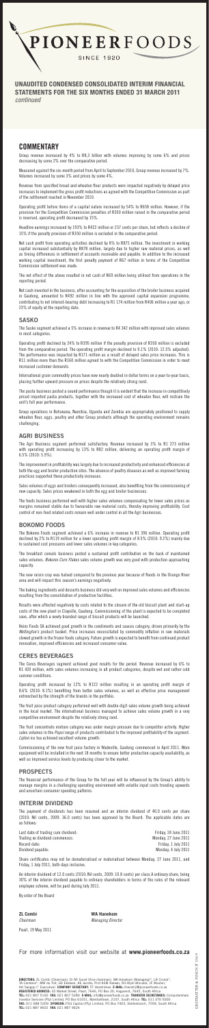# PIONEERFOODS

SINCE 1920

## UNAUDITED CONDENSED CONSOLIDATED INTERIM FINANCIAL STATEMENTS FOR THE SIX MONTHS ENDED 31 MARCH 2011

*continued*

## COMMENTARY

Group revenue increased by 4% to R8,3 billion with volumes improving by some 6% and prices decreasing by some 2% over the comparative period.

Measured against the six-month period from April to September 2010, Group revenue increased by 7%. Volumes increased by some 3% and prices by some 4%.

Revenue from specified bread and wheaten flour products were impacted negatively by delayed price increases to implement the gross profit reductions as agreed with the Competition Commission as part of the settlement reached in November 2010.

Operating profit before items of a capital nature increased by 54% to R658 million. However, if the provision for the Competition Commission penalties of R350 million raised in the comparative period is reversed, operating profit decreased by 15%.

Headline earnings increased by 193% to R422 million or 237 cents per share, but reflects a decline of 15% if the penalty provision of R350 million is excluded in the comparative period.

Net cash profit from operating activities declined by 8% to R875 million. The investment in working capital increased substantially by R878 million, largely due to higher raw material prices, as well as timing differences in settlement of accounts receivable and payable. In addition to the increased working capital investment, the first penalty payment of R67 million in terms of the Competition Commission settlement was made.

The net effect of the above resulted in net cash of R69 million being utilised from operations in the reporting period.

Net cash invested in the business, after accounting for the acquisition of the broiler business acquired in Gauteng, amounted to R492 million in line with the approved capital expansion programme, contributing to net interest-bearing debt increasing to R1 174 million from R406 million a year ago, or 23% of equity at the reporting date.

### SASKO

The Sasko segment achieved a 5% increase in revenue to R4 342 million with improved sales volumes in most categories.

Operating profit declined by 24% to R395 million if the penalty provision of R350 million is excluded from the comparative period. The operating profit margin declined to 9.1% (2010: 12.5% adjusted). The performance was impacted by R171 million as a result of delayed sales price increases. This is R11 million more than the R160 million agreed to with the Competition Commission in order to meet increased customer demands.

International grain commodity prices have now nearly doubled in dollar terms on a year-to-year basis, placing further upward pressure on prices despite the relatively strong rand.

The pasta business posted a sound performance though it is evident that the increase in competitively priced imported pasta products, together with the increased cost of wheaten flour, will restrain the unit's full year performance.

Group operations in Botswana, Namibia, Uganda and Zambia are appropriately positioned to supply wheaten flour, eggs, poultry and other Group products although the operating environment remains challenging.

### AGRI BUSINESS

The Agri Business segment performed satisfactorily. Revenue increased by 3% to R1 273 million with operating profit increasing by 13% to R82 million, delivering an operating profit margin of 6.5% (2010: 5.9%).

The improvement in profitability was largely due to increased productivity and enhanced efficiencies at both the egg and broiler production sites. The absence of poultry diseases as well as improved farming practices supported these productivity increases.

Sales volumes of eggs and broilers consequently increased, also benefiting from the commissioning of new capacity. Sales prices weakened in both the egg and broiler businesses.

The feeds business performed well with higher sales volumes compensating for lower sales prices as margins remained stable due to favourable raw material costs, thereby improving profitability. Cost control of non-feed related costs remain well under control in all the Agri businesses.

### BOKOMO FOODS

The Bokomo Foods segment achieved a 6% increase in revenue to R1 396 million. Operating profit declined by 2% to R119 million for a lower operating profit margin of 8.5% (2010: 9.2%) mainly due to sustained cost pressures and lower sales volumes in key categories.

The breakfast cereals business posted a sustained profit contribution on the back of maintained sales volumes. *Bokomo Corn Flakes* sales volume growth was very good with production approaching capacity.

The new raisin crop was halved compared to the previous year because of floods in the Orange River area and will impact this season's earnings negatively.

The baking ingredients and desserts business did very well on improved sales volumes and efficiencies resulting from the consolidation of production facilities.

Results were affected negatively by costs related to the closure of the old biscuit plant and start-up costs of the new plant in Clayville, Gauteng. Commissioning of the plant is expected to be completed soon, after which a newly branded range of biscuit products will be launched.

Heinz Foods SA achieved good growth in the condiments and sauces category, driven primarily by the *Wellington's* product basket. Price increases necessitated by commodity inflation in raw materials slowed growth in the frozen foods category. Future growth is expected to benefit from continued product innovation, improved efficiencies and increased consumer value.

### CERES BEVERAGES

The Ceres Beverages segment achieved good results for the period. Revenue increased by 6% to R1 420 million, with sales volumes increasing in all product categories, despite wet and rather cold summer conditions.

Operating profit increased by 12% to R122 million resulting in an operating profit margin of 8.6% (2010: 8.1%) benefiting from better sales volumes, as well as effective price management entrenched by the strength of the brands in the portfolio.

The fruit juice product category performed well with double digit sales volume growth being achieved in the local market. The international business managed to achieve sales volume growth in a very competitive environment despite the relatively strong rand.

The fruit concentrate mixture category was under margin pressure due to competitor activity. Higher sales volumes in the *Pepsi* range of products contributed to the improved profitability of the segment. *Liqui-fruit* has achieved excellent volume growth.

Commissioning of the new fruit juice factory in Wadeville, Gauteng commenced in April 2011. More equipment will be installed in the next 18 months to ensure better production capacity availability, as well as improved service levels by producing closer to the market.

## PROSPECTS

The financial performance of the Group for the full year will be influenced by the Group's ability to manage margins in a challenging operating environment with volatile input costs trending upwards and uncertain consumer spending patterns.

## INTERIM DIVIDEND

The payment of dividends has been resumed and an interim dividend of 40.0 cents per share (2010: Nil cents, 2009: 36.0 cents) has been approved by the Board. The applicable dates are as follows:

| | |
|---|---|
| Last date of trading cum dividend: | Friday, 24 June 2011 |
| Trading ex dividend commences: | Monday, 27 June 2011 |
| Record date: | Friday, 1 July 2011 |
| Dividend payable: | Monday, 4 July 2011 |

Share certificates may not be dematerialised or rematerialised between Monday, 27 June 2011, and Friday, 1 July 2011, both days inclusive.

An interim dividend of 12.0 cents (2010: Nil cents, 2009: 10.8 cents) per class A ordinary share, being 30% of the interim dividend payable to ordinary shareholders in terms of the rules of the relevant employee scheme, will be paid during July 2011.

By order of the Board

**ZL Combi**
*Chairman*

**WA Hanekom**
*Managing Director*

Paarl, 19 May 2011

For more information visit our website at **www.pioneerfoods.co.za**

**DIRECTORS:** ZL Combi (Chairman), Dr MJ Sunel (Vice-chairman), WA Hanekom (Managing)\*, LR Crous\*, TA Carstens\*, NW du Toit, GG Eksteen, AS Jacobs, Prof ASM Karaan, NS Mjoli-Mncube, JF Mouton, AH Sangqu (\* Executive) **COMPANY SECRETARY:** TF Hendrickse **E-MAIL:** thendri@pioneerfoods.co.za **REGISTERED ADDRESS:** 32 Market Street, Paarl, 7646, PO Box 20, Huguenot, 7645, South Africa **TEL:** 021 807 5100 **FAX:** 021 807 5280 **E-MAIL:** info@pioneerfoods.co.za **TRANSFER SECRETARIES:** Computershare Investor Services (Pty) Limited, PO Box 61051, Marshalltown, 2107, South Africa **TEL:** 011 370 5000 **FAX:** 011 688 5200 **SPONSOR:** PSG Capital (Pty) Limited, PO Box 7403, Stellenbosch, 7599, South Africa **TEL:** 021 887 9602 **FAX:** 021 887 9624